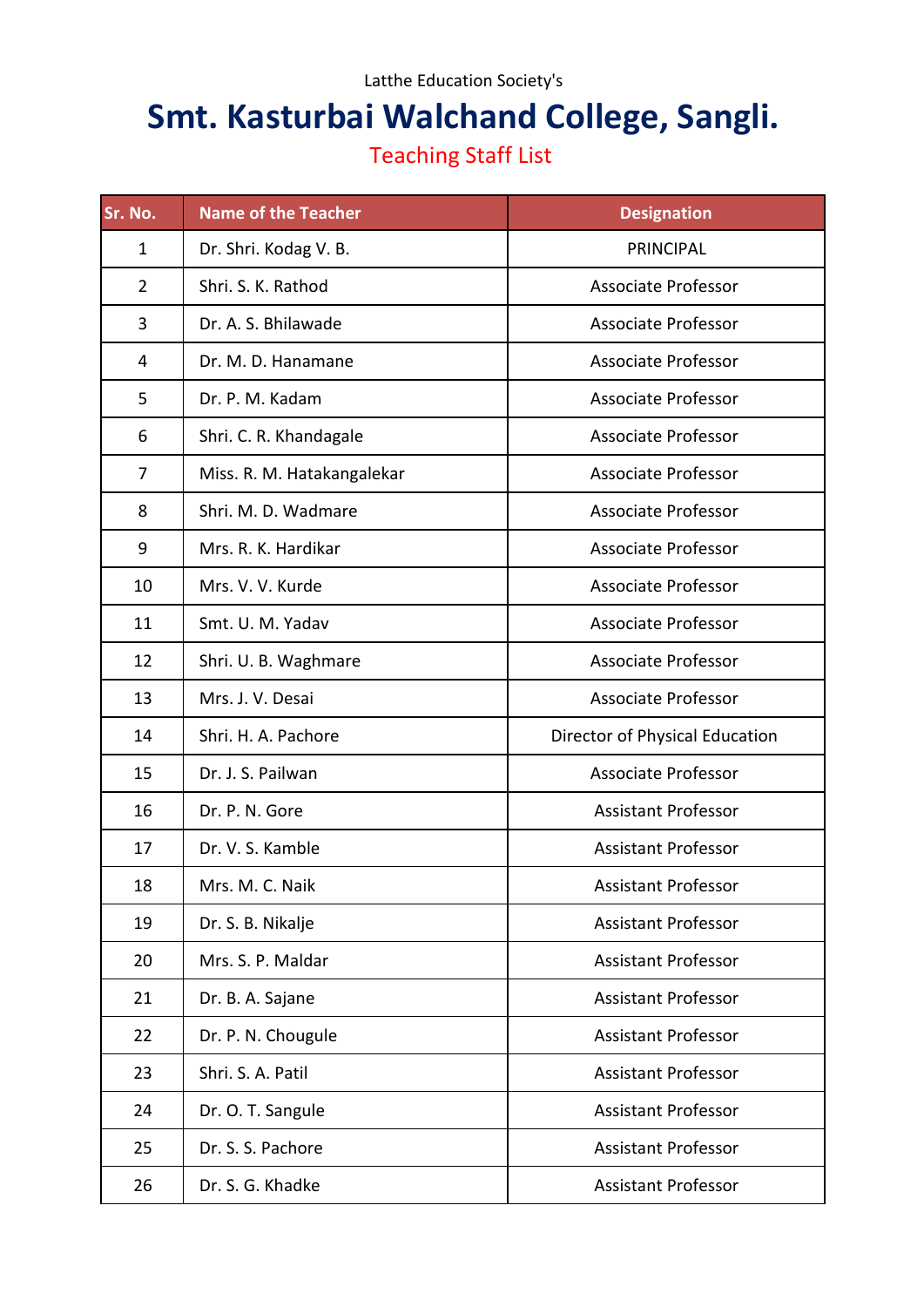Latthe Education Society's

# Smt. Kasturbai Walchand College, Sangli.

## Teaching Staff List

| Sr. No. | Name of the Teacher | Designation |
|---|---|---|
| 1 | Dr. Shri. Kodag V. B. | PRINCIPAL |
| 2 | Shri. S. K. Rathod | Associate Professor |
| 3 | Dr. A. S. Bhilawade | Associate Professor |
| 4 | Dr. M. D. Hanamane | Associate Professor |
| 5 | Dr. P. M. Kadam | Associate Professor |
| 6 | Shri. C. R. Khandagale | Associate Professor |
| 7 | Miss. R. M. Hatakangalekar | Associate Professor |
| 8 | Shri. M. D. Wadmare | Associate Professor |
| 9 | Mrs. R. K. Hardikar | Associate Professor |
| 10 | Mrs. V. V. Kurde | Associate Professor |
| 11 | Smt. U. M. Yadav | Associate Professor |
| 12 | Shri. U. B. Waghmare | Associate Professor |
| 13 | Mrs. J. V. Desai | Associate Professor |
| 14 | Shri. H. A. Pachore | Director of Physical Education |
| 15 | Dr. J. S. Pailwan | Associate Professor |
| 16 | Dr. P. N. Gore | Assistant Professor |
| 17 | Dr. V. S. Kamble | Assistant Professor |
| 18 | Mrs. M. C. Naik | Assistant Professor |
| 19 | Dr. S. B. Nikalje | Assistant Professor |
| 20 | Mrs. S. P. Maldar | Assistant Professor |
| 21 | Dr. B. A. Sajane | Assistant Professor |
| 22 | Dr. P. N. Chougule | Assistant Professor |
| 23 | Shri. S. A. Patil | Assistant Professor |
| 24 | Dr. O. T. Sangule | Assistant Professor |
| 25 | Dr. S. S. Pachore | Assistant Professor |
| 26 | Dr. S. G. Khadke | Assistant Professor |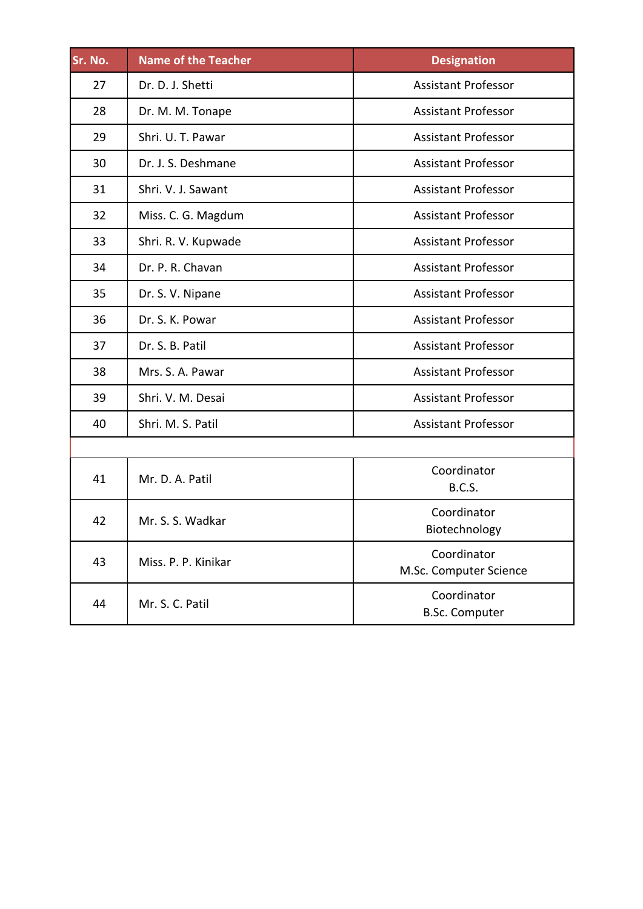| Sr. No. | Name of the Teacher | Designation |
|---|---|---|
| 27 | Dr. D. J. Shetti | Assistant Professor |
| 28 | Dr. M. M. Tonape | Assistant Professor |
| 29 | Shri. U. T. Pawar | Assistant Professor |
| 30 | Dr. J. S. Deshmane | Assistant Professor |
| 31 | Shri. V. J. Sawant | Assistant Professor |
| 32 | Miss. C. G. Magdum | Assistant Professor |
| 33 | Shri. R. V. Kupwade | Assistant Professor |
| 34 | Dr. P. R. Chavan | Assistant Professor |
| 35 | Dr. S. V. Nipane | Assistant Professor |
| 36 | Dr. S. K. Powar | Assistant Professor |
| 37 | Dr. S. B. Patil | Assistant Professor |
| 38 | Mrs. S. A. Pawar | Assistant Professor |
| 39 | Shri. V. M. Desai | Assistant Professor |
| 40 | Shri. M. S. Patil | Assistant Professor |
| | | |
| 41 | Mr. D. A. Patil | Coordinator B.C.S. |
| 42 | Mr. S. S. Wadkar | Coordinator Biotechnology |
| 43 | Miss. P. P. Kinikar | Coordinator M.Sc. Computer Science |
| 44 | Mr. S. C. Patil | Coordinator B.Sc. Computer |